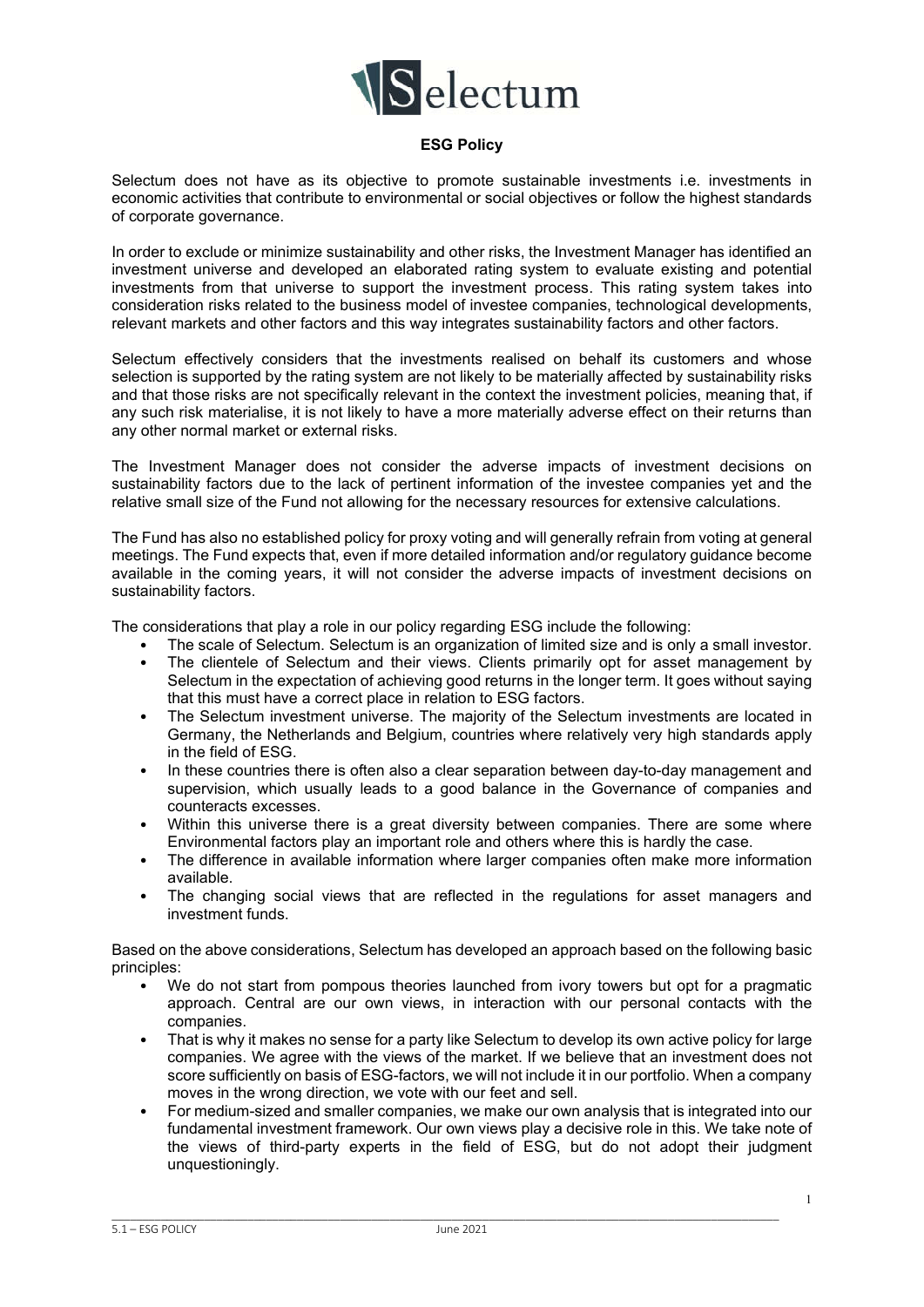# ESG Policy

Selectum does not have as its objective to promote sustainable investments i.e. investments in economic activities that contribute to environmental or social objectives or follow the highest standards of corporate governance.

In order to exclude or minimize sustainability and other risks, the Investment Manager has identified an investment universe and developed an elaborated rating system to evaluate existing and potential investments from that universe to support the investment process. This rating system takes into consideration risks related to the business model of investee companies, technological developments, relevant markets and other factors and this way integrates sustainability factors and other factors.

Selectum effectively considers that the investments realised on behalf its customers and whose selection is supported by the rating system are not likely to be materially affected by sustainability risks and that those risks are not specifically relevant in the context the investment policies, meaning that, if any such risk materialise, it is not likely to have a more materially adverse effect on their returns than any other normal market or external risks.

The Investment Manager does not consider the adverse impacts of investment decisions on sustainability factors due to the lack of pertinent information of the investee companies yet and the relative small size of the Fund not allowing for the necessary resources for extensive calculations.

The Fund has also no established policy for proxy voting and will generally refrain from voting at general meetings. The Fund expects that, even if more detailed information and/or regulatory guidance become available in the coming years, it will not consider the adverse impacts of investment decisions on sustainability factors.

The considerations that play a role in our policy regarding ESG include the following:

- The scale of Selectum. Selectum is an organization of limited size and is only a small investor.
- The clientele of Selectum and their views. Clients primarily opt for asset management by Selectum in the expectation of achieving good returns in the longer term. It goes without saying that this must have a correct place in relation to ESG factors.
- The Selectum investment universe. The majority of the Selectum investments are located in Germany, the Netherlands and Belgium, countries where relatively very high standards apply in the field of ESG.
- In these countries there is often also a clear separation between day-to-day management and supervision, which usually leads to a good balance in the Governance of companies and counteracts excesses.
- Within this universe there is a great diversity between companies. There are some where Environmental factors play an important role and others where this is hardly the case.
- The difference in available information where larger companies often make more information available.
- The changing social views that are reflected in the regulations for asset managers and investment funds.

Based on the above considerations, Selectum has developed an approach based on the following basic principles:

- We do not start from pompous theories launched from ivory towers but opt for a pragmatic approach. Central are our own views, in interaction with our personal contacts with the companies.
- That is why it makes no sense for a party like Selectum to develop its own active policy for large companies. We agree with the views of the market. If we believe that an investment does not score sufficiently on basis of ESG-factors, we will not include it in our portfolio. When a company moves in the wrong direction, we vote with our feet and sell.
- For medium-sized and smaller companies, we make our own analysis that is integrated into our fundamental investment framework. Our own views play a decisive role in this. We take note of the views of third-party experts in the field of ESG, but do not adopt their judgment unquestioningly.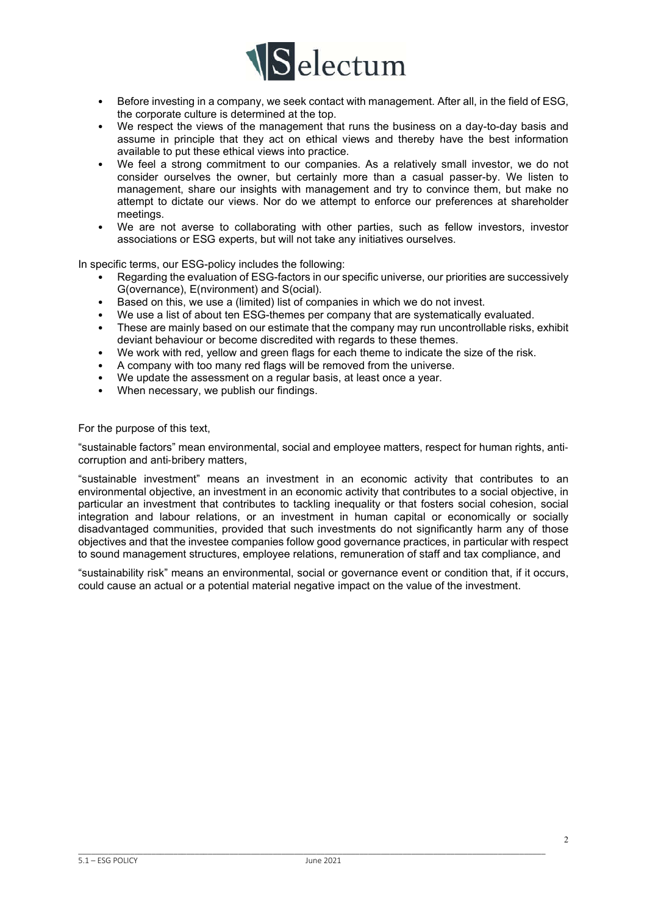- Before investing in a company, we seek contact with management. After all, in the field of ESG, the corporate culture is determined at the top.
- We respect the views of the management that runs the business on a day-to-day basis and assume in principle that they act on ethical views and thereby have the best information available to put these ethical views into practice.
- We feel a strong commitment to our companies. As a relatively small investor, we do not consider ourselves the owner, but certainly more than a casual passer-by. We listen to management, share our insights with management and try to convince them, but make no attempt to dictate our views. Nor do we attempt to enforce our preferences at shareholder meetings.
- We are not averse to collaborating with other parties, such as fellow investors, investor associations or ESG experts, but will not take any initiatives ourselves.

In specific terms, our ESG-policy includes the following:

- Regarding the evaluation of ESG-factors in our specific universe, our priorities are successively G(overnance), E(nvironment) and S(ocial).
- Based on this, we use a (limited) list of companies in which we do not invest.
- We use a list of about ten ESG-themes per company that are systematically evaluated.
- These are mainly based on our estimate that the company may run uncontrollable risks, exhibit deviant behaviour or become discredited with regards to these themes.
- We work with red, yellow and green flags for each theme to indicate the size of the risk.
- A company with too many red flags will be removed from the universe.
- We update the assessment on a regular basis, at least once a year.
- When necessary, we publish our findings.

For the purpose of this text,

"sustainable factors" mean environmental, social and employee matters, respect for human rights, anti-corruption and anti-bribery matters,

"sustainable investment" means an investment in an economic activity that contributes to an environmental objective, an investment in an economic activity that contributes to a social objective, in particular an investment that contributes to tackling inequality or that fosters social cohesion, social integration and labour relations, or an investment in human capital or economically or socially disadvantaged communities, provided that such investments do not significantly harm any of those objectives and that the investee companies follow good governance practices, in particular with respect to sound management structures, employee relations, remuneration of staff and tax compliance, and

"sustainability risk" means an environmental, social or governance event or condition that, if it occurs, could cause an actual or a potential material negative impact on the value of the investment.